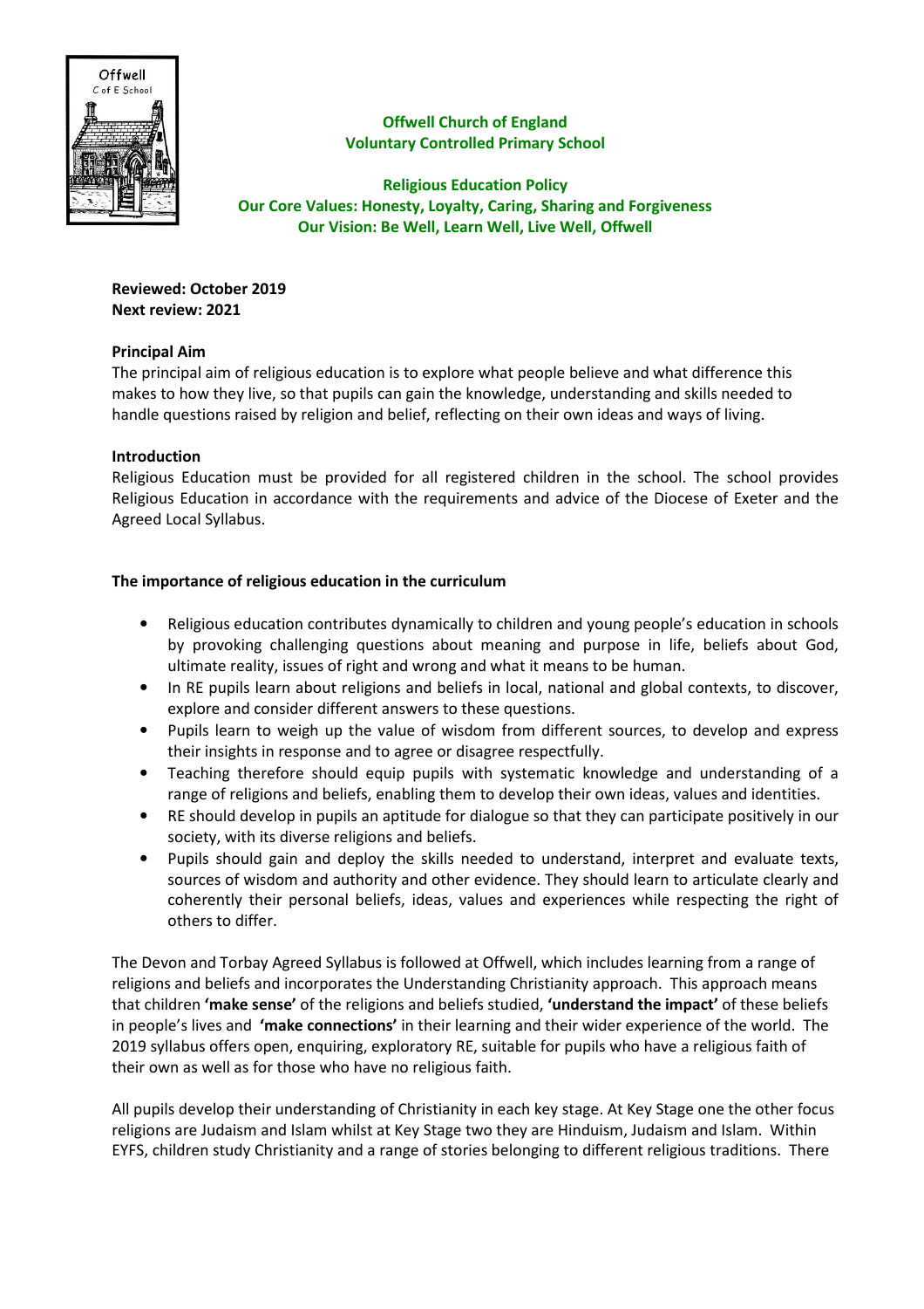# Offwell Church of England Voluntary Controlled Primary School

## Religious Education Policy

**Our Core Values: Honesty, Loyalty, Caring, Sharing and Forgiveness**
**Our Vision: Be Well, Learn Well, Live Well, Offwell**

**Reviewed: October 2019**
**Next review: 2021**

### Principal Aim

The principal aim of religious education is to explore what people believe and what difference this makes to how they live, so that pupils can gain the knowledge, understanding and skills needed to handle questions raised by religion and belief, reflecting on their own ideas and ways of living.

### Introduction

Religious Education must be provided for all registered children in the school. The school provides Religious Education in accordance with the requirements and advice of the Diocese of Exeter and the Agreed Local Syllabus.

### The importance of religious education in the curriculum

- Religious education contributes dynamically to children and young people's education in schools by provoking challenging questions about meaning and purpose in life, beliefs about God, ultimate reality, issues of right and wrong and what it means to be human.
- In RE pupils learn about religions and beliefs in local, national and global contexts, to discover, explore and consider different answers to these questions.
- Pupils learn to weigh up the value of wisdom from different sources, to develop and express their insights in response and to agree or disagree respectfully.
- Teaching therefore should equip pupils with systematic knowledge and understanding of a range of religions and beliefs, enabling them to develop their own ideas, values and identities.
- RE should develop in pupils an aptitude for dialogue so that they can participate positively in our society, with its diverse religions and beliefs.
- Pupils should gain and deploy the skills needed to understand, interpret and evaluate texts, sources of wisdom and authority and other evidence. They should learn to articulate clearly and coherently their personal beliefs, ideas, values and experiences while respecting the right of others to differ.

The Devon and Torbay Agreed Syllabus is followed at Offwell, which includes learning from a range of religions and beliefs and incorporates the Understanding Christianity approach. This approach means that children **'make sense'** of the religions and beliefs studied, **'understand the impact'** of these beliefs in people's lives and **'make connections'** in their learning and their wider experience of the world. The 2019 syllabus offers open, enquiring, exploratory RE, suitable for pupils who have a religious faith of their own as well as for those who have no religious faith.

All pupils develop their understanding of Christianity in each key stage. At Key Stage one the other focus religions are Judaism and Islam whilst at Key Stage two they are Hinduism, Judaism and Islam. Within EYFS, children study Christianity and a range of stories belonging to different religious traditions. There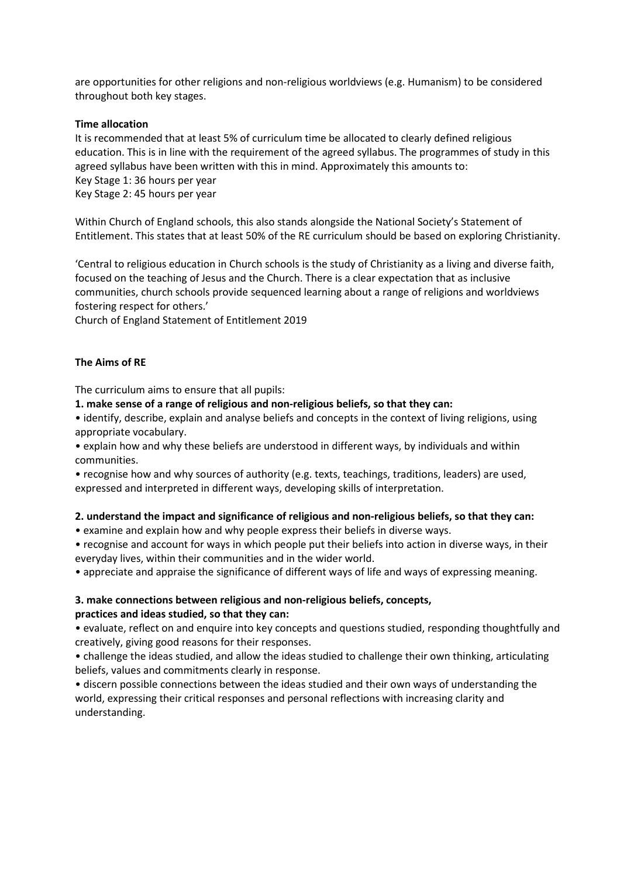are opportunities for other religions and non-religious worldviews (e.g. Humanism) to be considered throughout both key stages.

**Time allocation**

It is recommended that at least 5% of curriculum time be allocated to clearly defined religious education. This is in line with the requirement of the agreed syllabus. The programmes of study in this agreed syllabus have been written with this in mind. Approximately this amounts to:
Key Stage 1: 36 hours per year
Key Stage 2: 45 hours per year

Within Church of England schools, this also stands alongside the National Society's Statement of Entitlement. This states that at least 50% of the RE curriculum should be based on exploring Christianity.

'Central to religious education in Church schools is the study of Christianity as a living and diverse faith, focused on the teaching of Jesus and the Church. There is a clear expectation that as inclusive communities, church schools provide sequenced learning about a range of religions and worldviews fostering respect for others.'
Church of England Statement of Entitlement 2019

**The Aims of RE**

The curriculum aims to ensure that all pupils:

**1. make sense of a range of religious and non-religious beliefs, so that they can:**

- identify, describe, explain and analyse beliefs and concepts in the context of living religions, using appropriate vocabulary.
- explain how and why these beliefs are understood in different ways, by individuals and within communities.
- recognise how and why sources of authority (e.g. texts, teachings, traditions, leaders) are used, expressed and interpreted in different ways, developing skills of interpretation.

**2. understand the impact and significance of religious and non-religious beliefs, so that they can:**

- examine and explain how and why people express their beliefs in diverse ways.
- recognise and account for ways in which people put their beliefs into action in diverse ways, in their everyday lives, within their communities and in the wider world.
- appreciate and appraise the significance of different ways of life and ways of expressing meaning.

**3. make connections between religious and non-religious beliefs, concepts, practices and ideas studied, so that they can:**

- evaluate, reflect on and enquire into key concepts and questions studied, responding thoughtfully and creatively, giving good reasons for their responses.
- challenge the ideas studied, and allow the ideas studied to challenge their own thinking, articulating beliefs, values and commitments clearly in response.
- discern possible connections between the ideas studied and their own ways of understanding the world, expressing their critical responses and personal reflections with increasing clarity and understanding.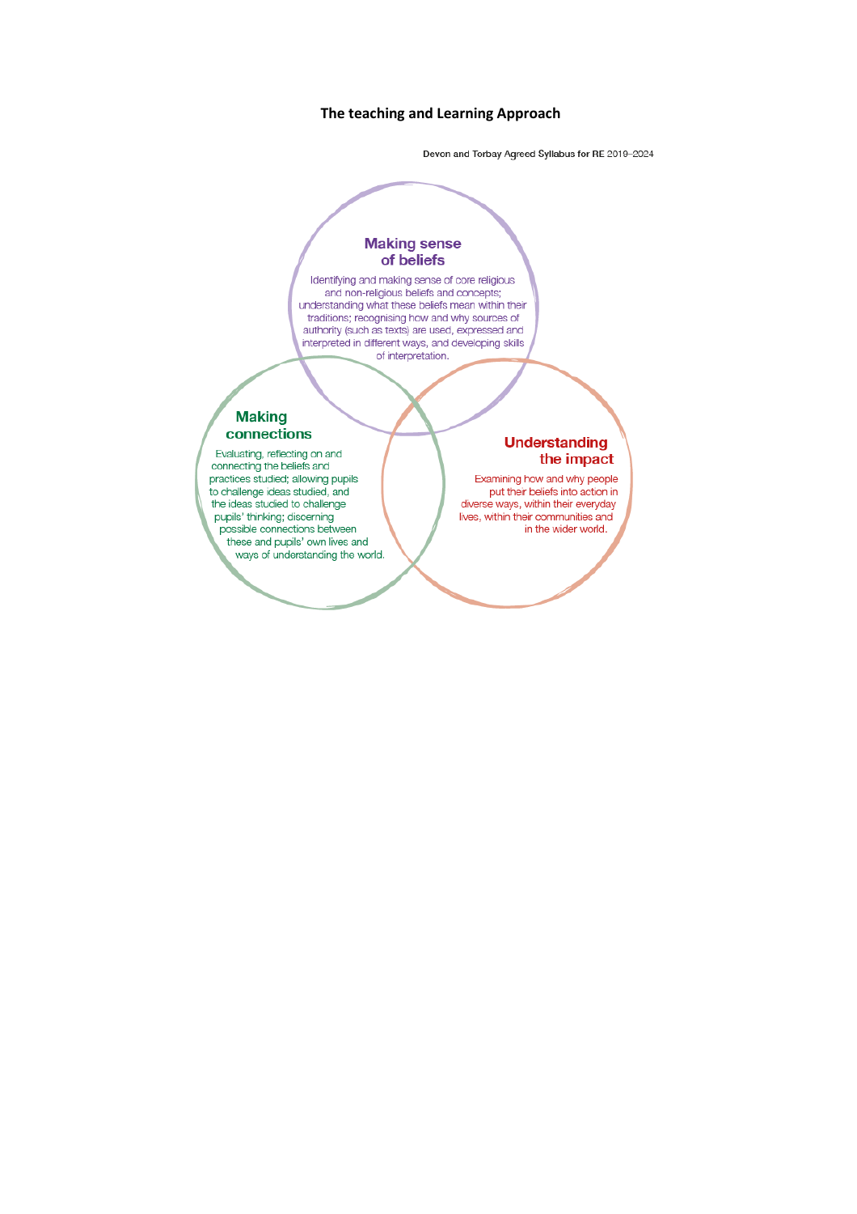# The teaching and Learning Approach

Devon and Torbay Agreed Syllabus for RE 2019–2024

### Making sense of beliefs

Identifying and making sense of core religious and non-religious beliefs and concepts; understanding what these beliefs mean within their traditions; recognising how and why sources of authority (such as texts) are used, expressed and interpreted in different ways, and developing skills of interpretation.

### Making connections

Evaluating, reflecting on and connecting the beliefs and practices studied; allowing pupils to challenge ideas studied, and the ideas studied to challenge pupils' thinking; discerning possible connections between these and pupils' own lives and ways of understanding the world.

### Understanding the impact

Examining how and why people put their beliefs into action in diverse ways, within their everyday lives, within their communities and in the wider world.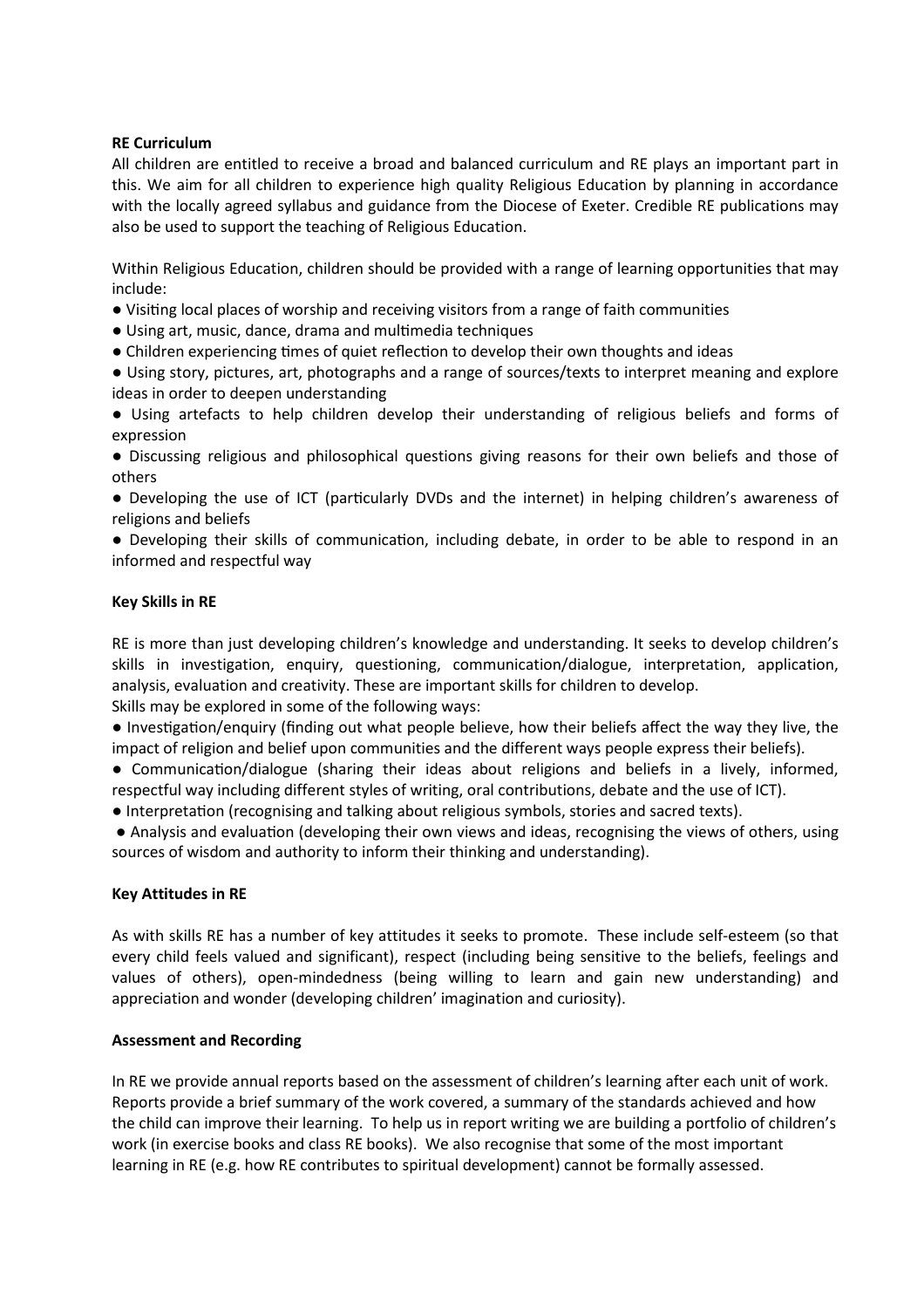**RE Curriculum**

All children are entitled to receive a broad and balanced curriculum and RE plays an important part in this. We aim for all children to experience high quality Religious Education by planning in accordance with the locally agreed syllabus and guidance from the Diocese of Exeter. Credible RE publications may also be used to support the teaching of Religious Education.

Within Religious Education, children should be provided with a range of learning opportunities that may include:

- Visiting local places of worship and receiving visitors from a range of faith communities
- Using art, music, dance, drama and multimedia techniques
- Children experiencing times of quiet reflection to develop their own thoughts and ideas
- Using story, pictures, art, photographs and a range of sources/texts to interpret meaning and explore ideas in order to deepen understanding
- Using artefacts to help children develop their understanding of religious beliefs and forms of expression
- Discussing religious and philosophical questions giving reasons for their own beliefs and those of others
- Developing the use of ICT (particularly DVDs and the internet) in helping children's awareness of religions and beliefs
- Developing their skills of communication, including debate, in order to be able to respond in an informed and respectful way

**Key Skills in RE**

RE is more than just developing children's knowledge and understanding. It seeks to develop children's skills in investigation, enquiry, questioning, communication/dialogue, interpretation, application, analysis, evaluation and creativity. These are important skills for children to develop.

Skills may be explored in some of the following ways:

- Investigation/enquiry (finding out what people believe, how their beliefs affect the way they live, the impact of religion and belief upon communities and the different ways people express their beliefs).
- Communication/dialogue (sharing their ideas about religions and beliefs in a lively, informed, respectful way including different styles of writing, oral contributions, debate and the use of ICT).
- Interpretation (recognising and talking about religious symbols, stories and sacred texts).
- Analysis and evaluation (developing their own views and ideas, recognising the views of others, using sources of wisdom and authority to inform their thinking and understanding).

**Key Attitudes in RE**

As with skills RE has a number of key attitudes it seeks to promote. These include self-esteem (so that every child feels valued and significant), respect (including being sensitive to the beliefs, feelings and values of others), open-mindedness (being willing to learn and gain new understanding) and appreciation and wonder (developing children' imagination and curiosity).

**Assessment and Recording**

In RE we provide annual reports based on the assessment of children's learning after each unit of work. Reports provide a brief summary of the work covered, a summary of the standards achieved and how the child can improve their learning. To help us in report writing we are building a portfolio of children's work (in exercise books and class RE books). We also recognise that some of the most important learning in RE (e.g. how RE contributes to spiritual development) cannot be formally assessed.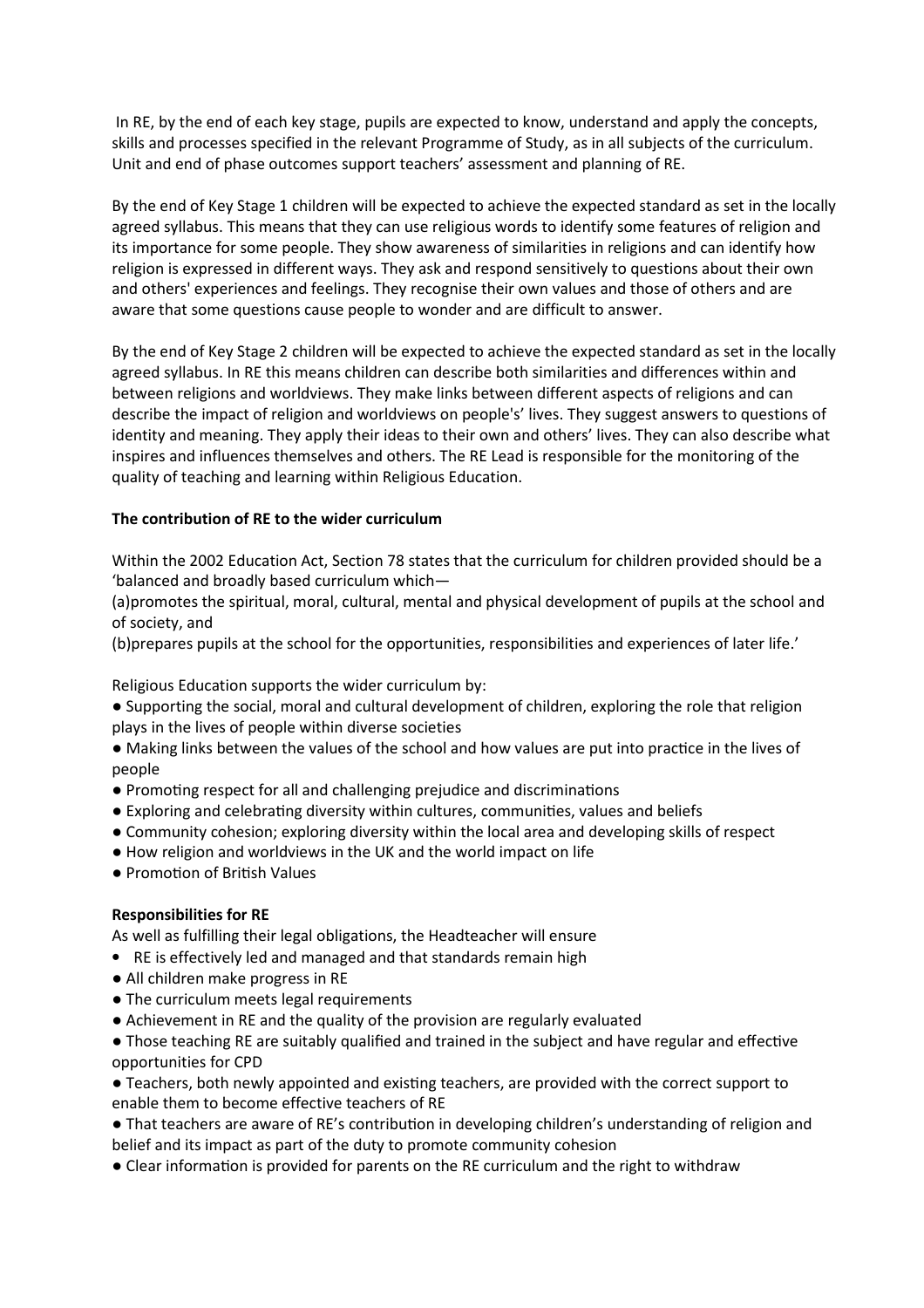In RE, by the end of each key stage, pupils are expected to know, understand and apply the concepts, skills and processes specified in the relevant Programme of Study, as in all subjects of the curriculum. Unit and end of phase outcomes support teachers' assessment and planning of RE.

By the end of Key Stage 1 children will be expected to achieve the expected standard as set in the locally agreed syllabus. This means that they can use religious words to identify some features of religion and its importance for some people. They show awareness of similarities in religions and can identify how religion is expressed in different ways. They ask and respond sensitively to questions about their own and others' experiences and feelings. They recognise their own values and those of others and are aware that some questions cause people to wonder and are difficult to answer.

By the end of Key Stage 2 children will be expected to achieve the expected standard as set in the locally agreed syllabus. In RE this means children can describe both similarities and differences within and between religions and worldviews. They make links between different aspects of religions and can describe the impact of religion and worldviews on people's' lives. They suggest answers to questions of identity and meaning. They apply their ideas to their own and others' lives. They can also describe what inspires and influences themselves and others. The RE Lead is responsible for the monitoring of the quality of teaching and learning within Religious Education.

**The contribution of RE to the wider curriculum**

Within the 2002 Education Act, Section 78 states that the curriculum for children provided should be a 'balanced and broadly based curriculum which—
(a)promotes the spiritual, moral, cultural, mental and physical development of pupils at the school and of society, and
(b)prepares pupils at the school for the opportunities, responsibilities and experiences of later life.'

Religious Education supports the wider curriculum by:

- Supporting the social, moral and cultural development of children, exploring the role that religion plays in the lives of people within diverse societies
- Making links between the values of the school and how values are put into practice in the lives of people
- Promoting respect for all and challenging prejudice and discriminations
- Exploring and celebrating diversity within cultures, communities, values and beliefs
- Community cohesion; exploring diversity within the local area and developing skills of respect
- How religion and worldviews in the UK and the world impact on life
- Promotion of British Values

**Responsibilities for RE**

As well as fulfilling their legal obligations, the Headteacher will ensure

- RE is effectively led and managed and that standards remain high
- All children make progress in RE
- The curriculum meets legal requirements
- Achievement in RE and the quality of the provision are regularly evaluated
- Those teaching RE are suitably qualified and trained in the subject and have regular and effective opportunities for CPD
- Teachers, both newly appointed and existing teachers, are provided with the correct support to enable them to become effective teachers of RE
- That teachers are aware of RE's contribution in developing children's understanding of religion and belief and its impact as part of the duty to promote community cohesion
- Clear information is provided for parents on the RE curriculum and the right to withdraw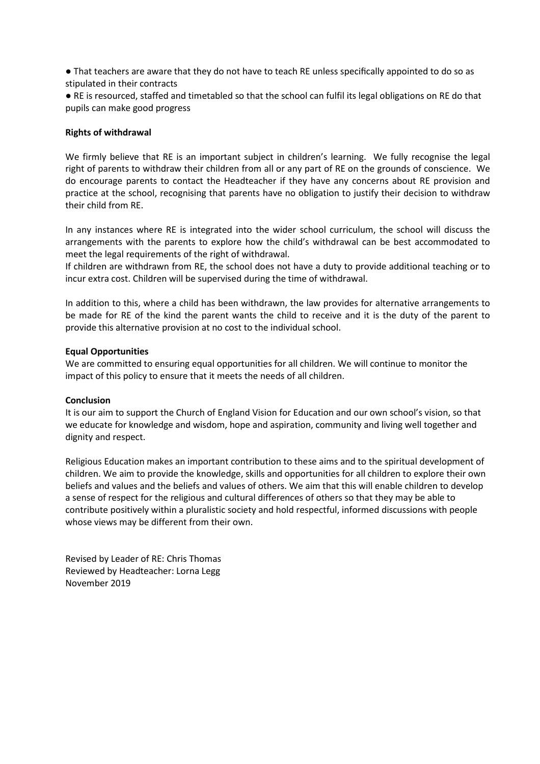- That teachers are aware that they do not have to teach RE unless specifically appointed to do so as stipulated in their contracts
- RE is resourced, staffed and timetabled so that the school can fulfil its legal obligations on RE do that pupils can make good progress

**Rights of withdrawal**

We firmly believe that RE is an important subject in children's learning. We fully recognise the legal right of parents to withdraw their children from all or any part of RE on the grounds of conscience. We do encourage parents to contact the Headteacher if they have any concerns about RE provision and practice at the school, recognising that parents have no obligation to justify their decision to withdraw their child from RE.

In any instances where RE is integrated into the wider school curriculum, the school will discuss the arrangements with the parents to explore how the child's withdrawal can be best accommodated to meet the legal requirements of the right of withdrawal.

If children are withdrawn from RE, the school does not have a duty to provide additional teaching or to incur extra cost. Children will be supervised during the time of withdrawal.

In addition to this, where a child has been withdrawn, the law provides for alternative arrangements to be made for RE of the kind the parent wants the child to receive and it is the duty of the parent to provide this alternative provision at no cost to the individual school.

**Equal Opportunities**

We are committed to ensuring equal opportunities for all children. We will continue to monitor the impact of this policy to ensure that it meets the needs of all children.

**Conclusion**

It is our aim to support the Church of England Vision for Education and our own school's vision, so that we educate for knowledge and wisdom, hope and aspiration, community and living well together and dignity and respect.

Religious Education makes an important contribution to these aims and to the spiritual development of children. We aim to provide the knowledge, skills and opportunities for all children to explore their own beliefs and values and the beliefs and values of others. We aim that this will enable children to develop a sense of respect for the religious and cultural differences of others so that they may be able to contribute positively within a pluralistic society and hold respectful, informed discussions with people whose views may be different from their own.

Revised by Leader of RE: Chris Thomas
Reviewed by Headteacher: Lorna Legg
November 2019